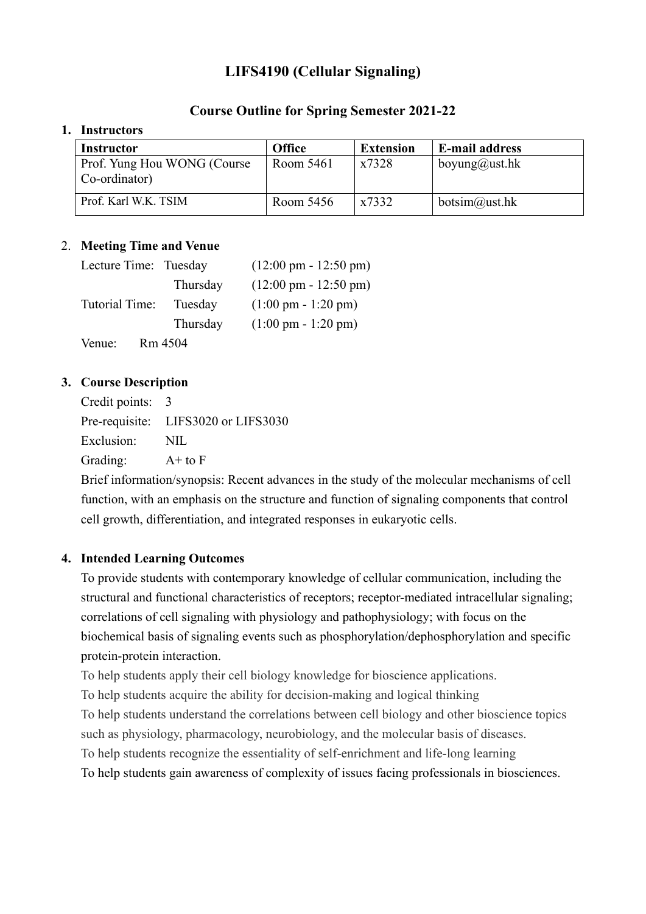# LIFS4190 (Cellular Signaling)

## Course Outline for Spring Semester 2021-22

### 1. Instructors

| Instructor | Office | Extension | E-mail address |
|---|---|---|---|
| Prof. Yung Hou WONG (Course Co-ordinator) | Room 5461 | x7328 | boyung@ust.hk |
| Prof. Karl W.K. TSIM | Room 5456 | x7332 | botsim@ust.hk |

### 2. Meeting Time and Venue

Lecture Time: Tuesday (12:00 pm - 12:50 pm)

Thursday (12:00 pm - 12:50 pm)

Tutorial Time: Tuesday (1:00 pm - 1:20 pm)

Thursday (1:00 pm - 1:20 pm)

Venue: Rm 4504

### 3. Course Description

Credit points: 3

Pre-requisite: LIFS3020 or LIFS3030

Exclusion: NIL

Grading: A+ to F

Brief information/synopsis: Recent advances in the study of the molecular mechanisms of cell function, with an emphasis on the structure and function of signaling components that control cell growth, differentiation, and integrated responses in eukaryotic cells.

### 4. Intended Learning Outcomes

To provide students with contemporary knowledge of cellular communication, including the structural and functional characteristics of receptors; receptor-mediated intracellular signaling; correlations of cell signaling with physiology and pathophysiology; with focus on the biochemical basis of signaling events such as phosphorylation/dephosphorylation and specific protein-protein interaction.

To help students apply their cell biology knowledge for bioscience applications.

To help students acquire the ability for decision-making and logical thinking

To help students understand the correlations between cell biology and other bioscience topics such as physiology, pharmacology, neurobiology, and the molecular basis of diseases.

To help students recognize the essentiality of self-enrichment and life-long learning

To help students gain awareness of complexity of issues facing professionals in biosciences.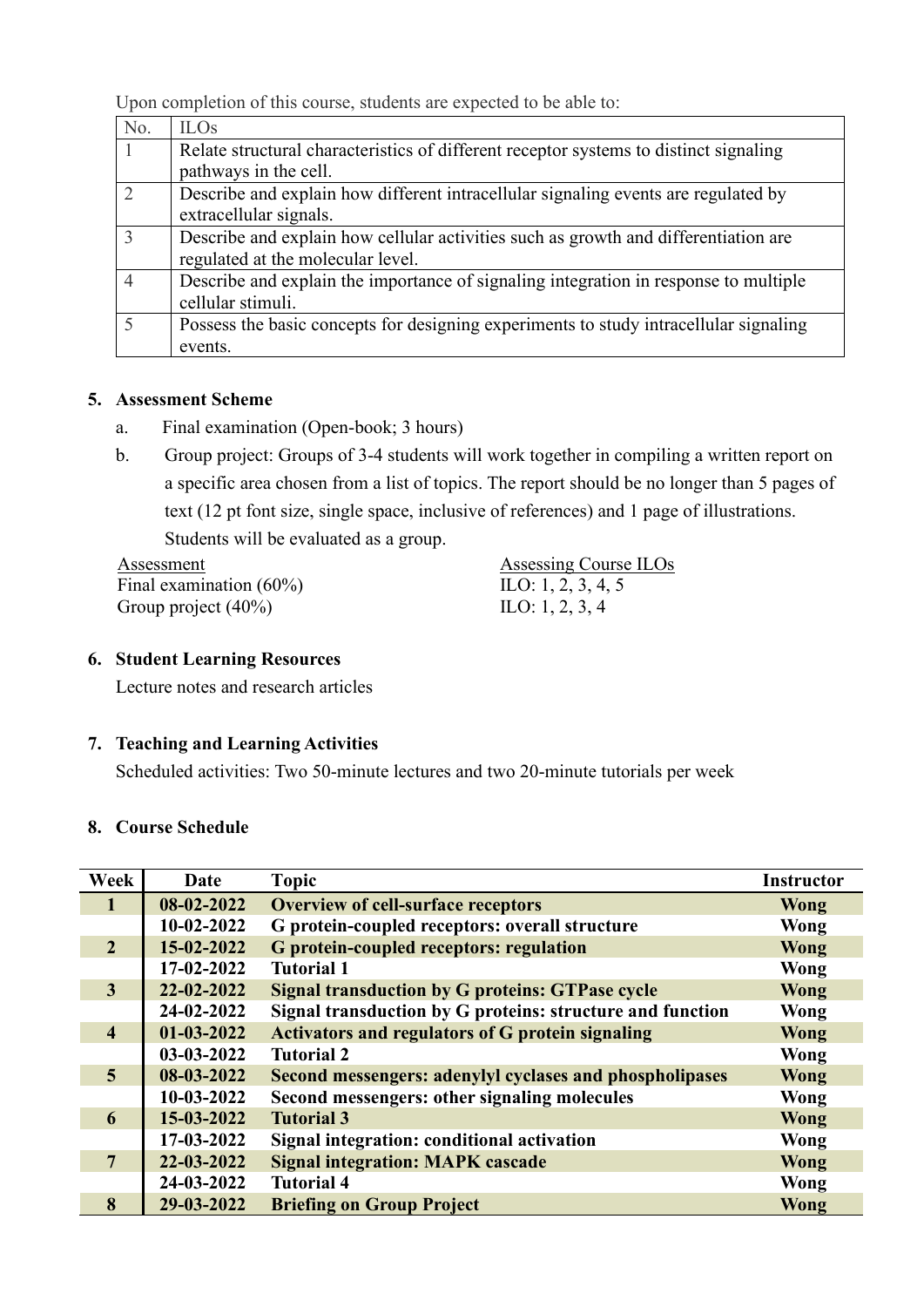Upon completion of this course, students are expected to be able to:

| No. | ILOs |
| --- | --- |
| 1 | Relate structural characteristics of different receptor systems to distinct signaling pathways in the cell. |
| 2 | Describe and explain how different intracellular signaling events are regulated by extracellular signals. |
| 3 | Describe and explain how cellular activities such as growth and differentiation are regulated at the molecular level. |
| 4 | Describe and explain the importance of signaling integration in response to multiple cellular stimuli. |
| 5 | Possess the basic concepts for designing experiments to study intracellular signaling events. |

## 5. Assessment Scheme

a. Final examination (Open-book; 3 hours)

b. Group project: Groups of 3-4 students will work together in compiling a written report on a specific area chosen from a list of topics. The report should be no longer than 5 pages of text (12 pt font size, single space, inclusive of references) and 1 page of illustrations. Students will be evaluated as a group.

| Assessment | Assessing Course ILOs |
| --- | --- |
| Final examination (60%) | ILO: 1, 2, 3, 4, 5 |
| Group project (40%) | ILO: 1, 2, 3, 4 |

## 6. Student Learning Resources

Lecture notes and research articles

## 7. Teaching and Learning Activities

Scheduled activities: Two 50-minute lectures and two 20-minute tutorials per week

## 8. Course Schedule

| Week | Date | Topic | Instructor |
| --- | --- | --- | --- |
| **1** | **08-02-2022** | **Overview of cell-surface receptors** | **Wong** |
| | **10-02-2022** | **G protein-coupled receptors: overall structure** | **Wong** |
| **2** | **15-02-2022** | **G protein-coupled receptors: regulation** | **Wong** |
| | **17-02-2022** | **Tutorial 1** | **Wong** |
| **3** | **22-02-2022** | **Signal transduction by G proteins: GTPase cycle** | **Wong** |
| | **24-02-2022** | **Signal transduction by G proteins: structure and function** | **Wong** |
| **4** | **01-03-2022** | **Activators and regulators of G protein signaling** | **Wong** |
| | **03-03-2022** | **Tutorial 2** | **Wong** |
| **5** | **08-03-2022** | **Second messengers: adenylyl cyclases and phospholipases** | **Wong** |
| | **10-03-2022** | **Second messengers: other signaling molecules** | **Wong** |
| **6** | **15-03-2022** | **Tutorial 3** | **Wong** |
| | **17-03-2022** | **Signal integration: conditional activation** | **Wong** |
| **7** | **22-03-2022** | **Signal integration: MAPK cascade** | **Wong** |
| | **24-03-2022** | **Tutorial 4** | **Wong** |
| **8** | **29-03-2022** | **Briefing on Group Project** | **Wong** |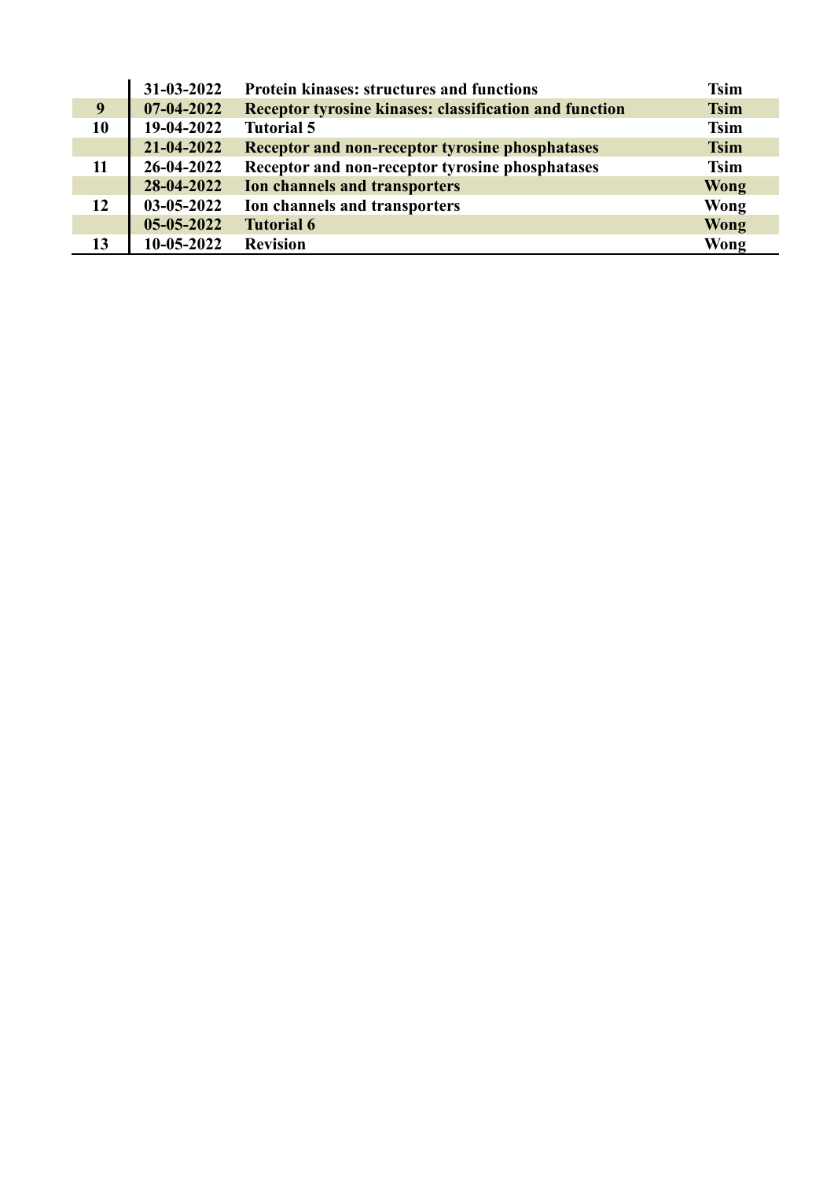| | | | |
|---|---|---|---|
| | 31-03-2022 | Protein kinases: structures and functions | Tsim |
| 9 | 07-04-2022 | Receptor tyrosine kinases: classification and function | Tsim |
| 10 | 19-04-2022 | Tutorial 5 | Tsim |
| | 21-04-2022 | Receptor and non-receptor tyrosine phosphatases | Tsim |
| 11 | 26-04-2022 | Receptor and non-receptor tyrosine phosphatases | Tsim |
| | 28-04-2022 | Ion channels and transporters | Wong |
| 12 | 03-05-2022 | Ion channels and transporters | Wong |
| | 05-05-2022 | Tutorial 6 | Wong |
| 13 | 10-05-2022 | Revision | Wong |